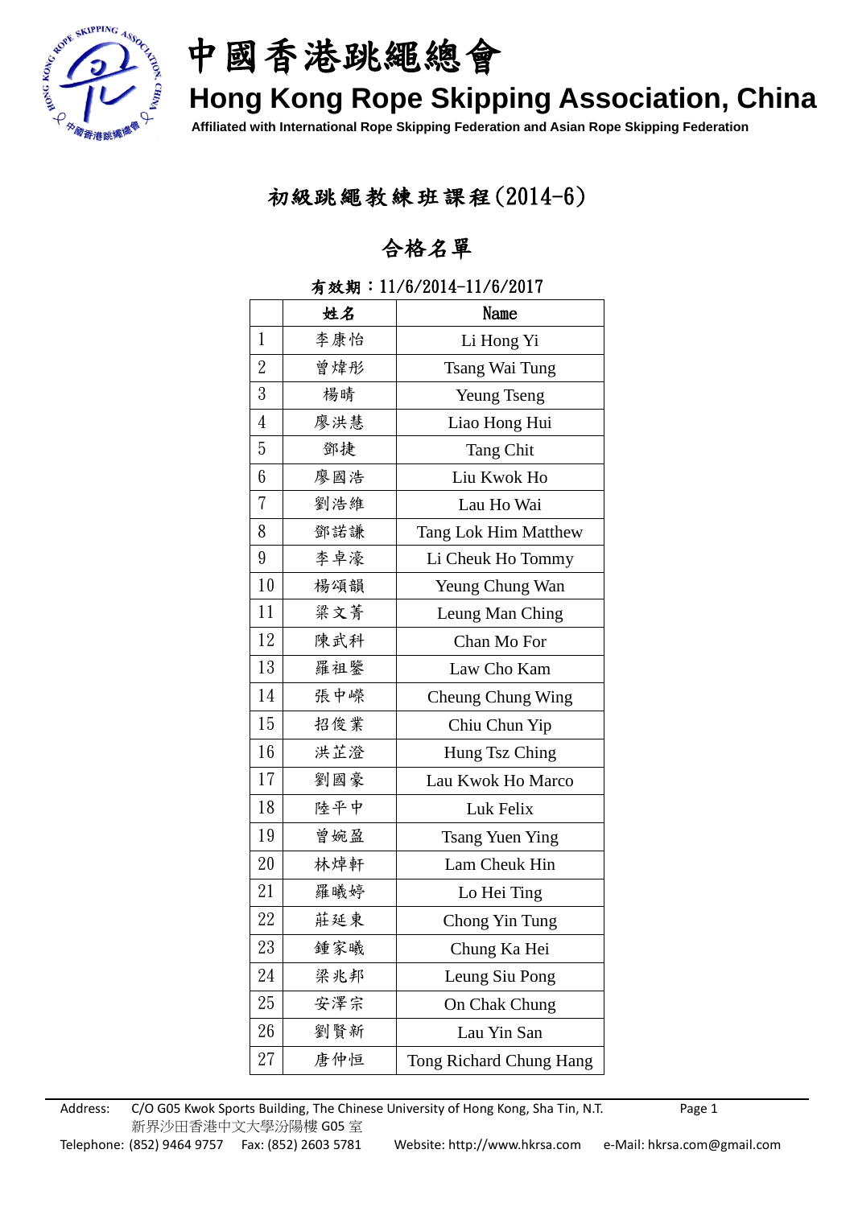# 中國香港跳繩總會

## Hong Kong Rope Skipping Association, China

**Affiliated with International Rope Skipping Federation and Asian Rope Skipping Federation**

## 初級跳繩教練班課程(2014-6)

## 合格名單

**有效期：11/6/2014-11/6/2017**

| | 姓名 | Name |
|---|---|---|
| 1 | 李康怡 | Li Hong Yi |
| 2 | 曾煒彤 | Tsang Wai Tung |
| 3 | 楊晴 | Yeung Tseng |
| 4 | 廖洪慧 | Liao Hong Hui |
| 5 | 鄧捷 | Tang Chit |
| 6 | 廖國浩 | Liu Kwok Ho |
| 7 | 劉浩維 | Lau Ho Wai |
| 8 | 鄧諾謙 | Tang Lok Him Matthew |
| 9 | 李卓濠 | Li Cheuk Ho Tommy |
| 10 | 楊頌韻 | Yeung Chung Wan |
| 11 | 梁文菁 | Leung Man Ching |
| 12 | 陳武科 | Chan Mo For |
| 13 | 羅祖鑒 | Law Cho Kam |
| 14 | 張中嶸 | Cheung Chung Wing |
| 15 | 招俊業 | Chiu Chun Yip |
| 16 | 洪芷澄 | Hung Tsz Ching |
| 17 | 劉國豪 | Lau Kwok Ho Marco |
| 18 | 陸平中 | Luk Felix |
| 19 | 曾婉盈 | Tsang Yuen Ying |
| 20 | 林焯軒 | Lam Cheuk Hin |
| 21 | 羅曦婷 | Lo Hei Ting |
| 22 | 莊延東 | Chong Yin Tung |
| 23 | 鍾家曦 | Chung Ka Hei |
| 24 | 梁兆邦 | Leung Siu Pong |
| 25 | 安澤宗 | On Chak Chung |
| 26 | 劉賢新 | Lau Yin San |
| 27 | 唐仲恒 | Tong Richard Chung Hang |

Address: C/O G05 Kwok Sports Building, The Chinese University of Hong Kong, Sha Tin, N.T.
新界沙田香港中文大學汾陽樓 G05 室
Telephone: (852) 9464 9757 Fax: (852) 2603 5781 Website: http://www.hkrsa.com e-Mail: hkrsa.com@gmail.com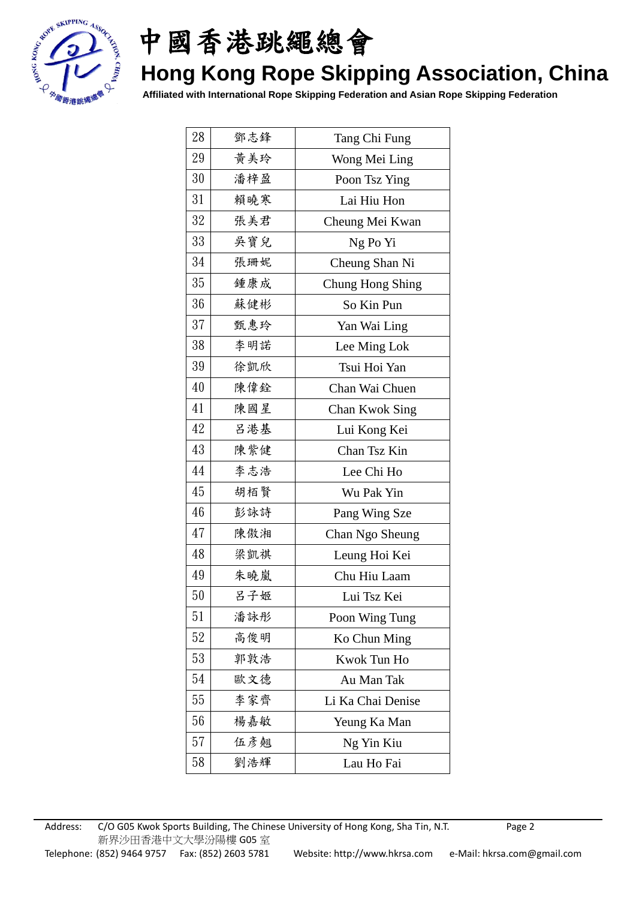| | | |
|---|---|---|
| 28 | 鄧志鋒 | Tang Chi Fung |
| 29 | 黃美玲 | Wong Mei Ling |
| 30 | 潘梓盈 | Poon Tsz Ying |
| 31 | 賴曉寒 | Lai Hiu Hon |
| 32 | 張美君 | Cheung Mei Kwan |
| 33 | 吳寶兒 | Ng Po Yi |
| 34 | 張珊妮 | Cheung Shan Ni |
| 35 | 鍾康成 | Chung Hong Shing |
| 36 | 蘇健彬 | So Kin Pun |
| 37 | 甄惠玲 | Yan Wai Ling |
| 38 | 李明諾 | Lee Ming Lok |
| 39 | 徐凱欣 | Tsui Hoi Yan |
| 40 | 陳偉銓 | Chan Wai Chuen |
| 41 | 陳國星 | Chan Kwok Sing |
| 42 | 呂港基 | Lui Kong Kei |
| 43 | 陳紫健 | Chan Tsz Kin |
| 44 | 李志浩 | Lee Chi Ho |
| 45 | 胡栢賢 | Wu Pak Yin |
| 46 | 彭詠詩 | Pang Wing Sze |
| 47 | 陳傲湘 | Chan Ngo Sheung |
| 48 | 梁凱祺 | Leung Hoi Kei |
| 49 | 朱曉嵐 | Chu Hiu Laam |
| 50 | 呂子姬 | Lui Tsz Kei |
| 51 | 潘詠彤 | Poon Wing Tung |
| 52 | 高俊明 | Ko Chun Ming |
| 53 | 郭敦浩 | Kwok Tun Ho |
| 54 | 歐文德 | Au Man Tak |
| 55 | 李家齊 | Li Ka Chai Denise |
| 56 | 楊嘉敏 | Yeung Ka Man |
| 57 | 伍彥翹 | Ng Yin Kiu |
| 58 | 劉浩輝 | Lau Ho Fai |